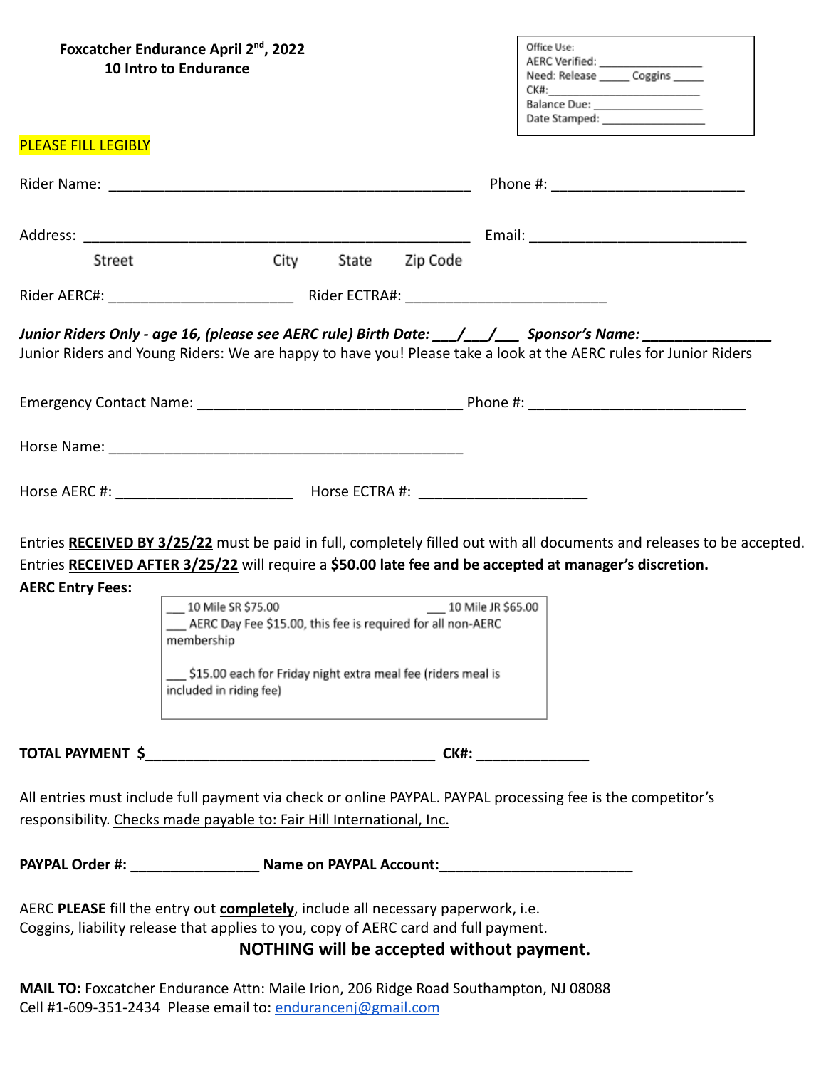**Foxcatcher Endurance April 2nd, 2022**
**10 Intro to Endurance**

Office Use:
AERC Verified: ________________
Need: Release _____ Coggins _____
CK#:________________________
Balance Due: __________________
Date Stamped: _________________

PLEASE FILL LEGIBLY

Rider Name: _______________________________________________ Phone #: ________________________

Address: __________________________________________________ Email: ___________________________
Street City State Zip Code

Rider AERC#: _______________________ Rider ECTRA#: _________________________

***Junior Riders Only - age 16, (please see AERC rule) Birth Date: ___/___/___ Sponsor's Name: ________________***
Junior Riders and Young Riders: We are happy to have you! Please take a look at the AERC rules for Junior Riders

Emergency Contact Name: __________________________________ Phone #: ___________________________

Horse Name: ______________________________________________

Horse AERC #: ______________________ Horse ECTRA #: _____________________

Entries **RECEIVED BY 3/25/22** must be paid in full, completely filled out with all documents and releases to be accepted.
Entries **RECEIVED AFTER 3/25/22** will require a **$50.00 late fee and be accepted at manager's discretion.**

**AERC Entry Fees:**

___ 10 Mile SR $75.00 ___ 10 Mile JR $65.00
___ AERC Day Fee $15.00, this fee is required for all non-AERC membership

___ $15.00 each for Friday night extra meal fee (riders meal is included in riding fee)

**TOTAL PAYMENT $_____________________________________ CK#: ______________**

All entries must include full payment via check or online PAYPAL. PAYPAL processing fee is the competitor's responsibility. Checks made payable to: Fair Hill International, Inc.

**PAYPAL Order #: ________________ Name on PAYPAL Account:________________________**

AERC **PLEASE** fill the entry out **completely**, include all necessary paperwork, i.e.
Coggins, liability release that applies to you, copy of AERC card and full payment.

**NOTHING will be accepted without payment.**

**MAIL TO:** Foxcatcher Endurance Attn: Maile Irion, 206 Ridge Road Southampton, NJ 08088
Cell #1-609-351-2434 Please email to: endurancenj@gmail.com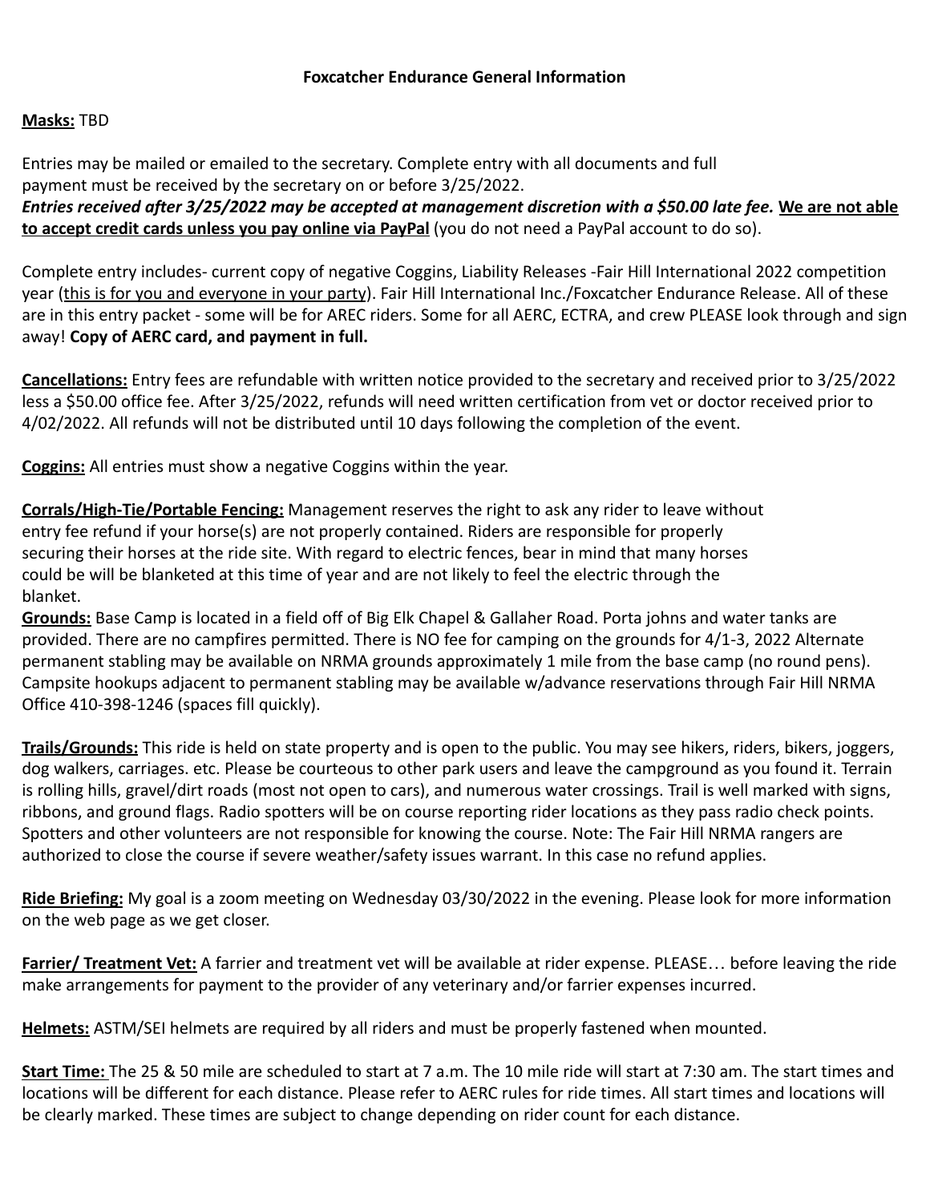**Foxcatcher Endurance General Information**

**Masks:** TBD

Entries may be mailed or emailed to the secretary. Complete entry with all documents and full payment must be received by the secretary on or before 3/25/2022.
***Entries received after 3/25/2022 may be accepted at management discretion with a $50.00 late fee.*** **We are not able to accept credit cards unless you pay online via PayPal** (you do not need a PayPal account to do so).

Complete entry includes- current copy of negative Coggins, Liability Releases -Fair Hill International 2022 competition year (this is for you and everyone in your party). Fair Hill International Inc./Foxcatcher Endurance Release. All of these are in this entry packet - some will be for AREC riders. Some for all AERC, ECTRA, and crew PLEASE look through and sign away! **Copy of AERC card, and payment in full.**

**Cancellations:** Entry fees are refundable with written notice provided to the secretary and received prior to 3/25/2022 less a $50.00 office fee. After 3/25/2022, refunds will need written certification from vet or doctor received prior to 4/02/2022. All refunds will not be distributed until 10 days following the completion of the event.

**Coggins:** All entries must show a negative Coggins within the year.

**Corrals/High-Tie/Portable Fencing:** Management reserves the right to ask any rider to leave without entry fee refund if your horse(s) are not properly contained. Riders are responsible for properly securing their horses at the ride site. With regard to electric fences, bear in mind that many horses could be will be blanketed at this time of year and are not likely to feel the electric through the blanket.

**Grounds:** Base Camp is located in a field off of Big Elk Chapel & Gallaher Road. Porta johns and water tanks are provided. There are no campfires permitted. There is NO fee for camping on the grounds for 4/1-3, 2022 Alternate permanent stabling may be available on NRMA grounds approximately 1 mile from the base camp (no round pens). Campsite hookups adjacent to permanent stabling may be available w/advance reservations through Fair Hill NRMA Office 410-398-1246 (spaces fill quickly).

**Trails/Grounds:** This ride is held on state property and is open to the public. You may see hikers, riders, bikers, joggers, dog walkers, carriages. etc. Please be courteous to other park users and leave the campground as you found it. Terrain is rolling hills, gravel/dirt roads (most not open to cars), and numerous water crossings. Trail is well marked with signs, ribbons, and ground flags. Radio spotters will be on course reporting rider locations as they pass radio check points. Spotters and other volunteers are not responsible for knowing the course. Note: The Fair Hill NRMA rangers are authorized to close the course if severe weather/safety issues warrant. In this case no refund applies.

**Ride Briefing:** My goal is a zoom meeting on Wednesday 03/30/2022 in the evening. Please look for more information on the web page as we get closer.

**Farrier/ Treatment Vet:** A farrier and treatment vet will be available at rider expense. PLEASE… before leaving the ride make arrangements for payment to the provider of any veterinary and/or farrier expenses incurred.

**Helmets:** ASTM/SEI helmets are required by all riders and must be properly fastened when mounted.

**Start Time:** The 25 & 50 mile are scheduled to start at 7 a.m. The 10 mile ride will start at 7:30 am. The start times and locations will be different for each distance. Please refer to AERC rules for ride times. All start times and locations will be clearly marked. These times are subject to change depending on rider count for each distance.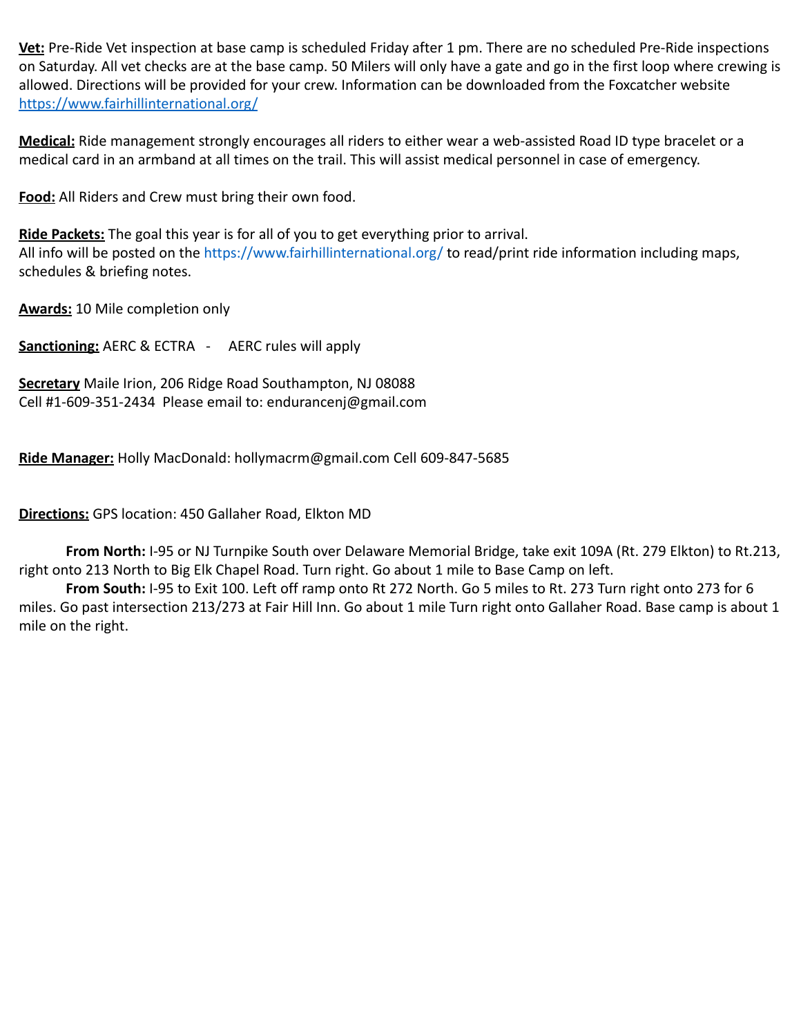**Vet:** Pre-Ride Vet inspection at base camp is scheduled Friday after 1 pm. There are no scheduled Pre-Ride inspections on Saturday. All vet checks are at the base camp. 50 Milers will only have a gate and go in the first loop where crewing is allowed. Directions will be provided for your crew. Information can be downloaded from the Foxcatcher website https://www.fairhillinternational.org/

**Medical:** Ride management strongly encourages all riders to either wear a web-assisted Road ID type bracelet or a medical card in an armband at all times on the trail. This will assist medical personnel in case of emergency.

**Food:** All Riders and Crew must bring their own food.

**Ride Packets:** The goal this year is for all of you to get everything prior to arrival.
All info will be posted on the https://www.fairhillinternational.org/ to read/print ride information including maps, schedules & briefing notes.

**Awards:** 10 Mile completion only

**Sanctioning:** AERC & ECTRA - AERC rules will apply

**Secretary** Maile Irion, 206 Ridge Road Southampton, NJ 08088
Cell #1-609-351-2434 Please email to: endurancenj@gmail.com

**Ride Manager:** Holly MacDonald: hollymacrm@gmail.com Cell 609-847-5685

**Directions:** GPS location: 450 Gallaher Road, Elkton MD

**From North:** I-95 or NJ Turnpike South over Delaware Memorial Bridge, take exit 109A (Rt. 279 Elkton) to Rt.213, right onto 213 North to Big Elk Chapel Road. Turn right. Go about 1 mile to Base Camp on left.

**From South:** I-95 to Exit 100. Left off ramp onto Rt 272 North. Go 5 miles to Rt. 273 Turn right onto 273 for 6 miles. Go past intersection 213/273 at Fair Hill Inn. Go about 1 mile Turn right onto Gallaher Road. Base camp is about 1 mile on the right.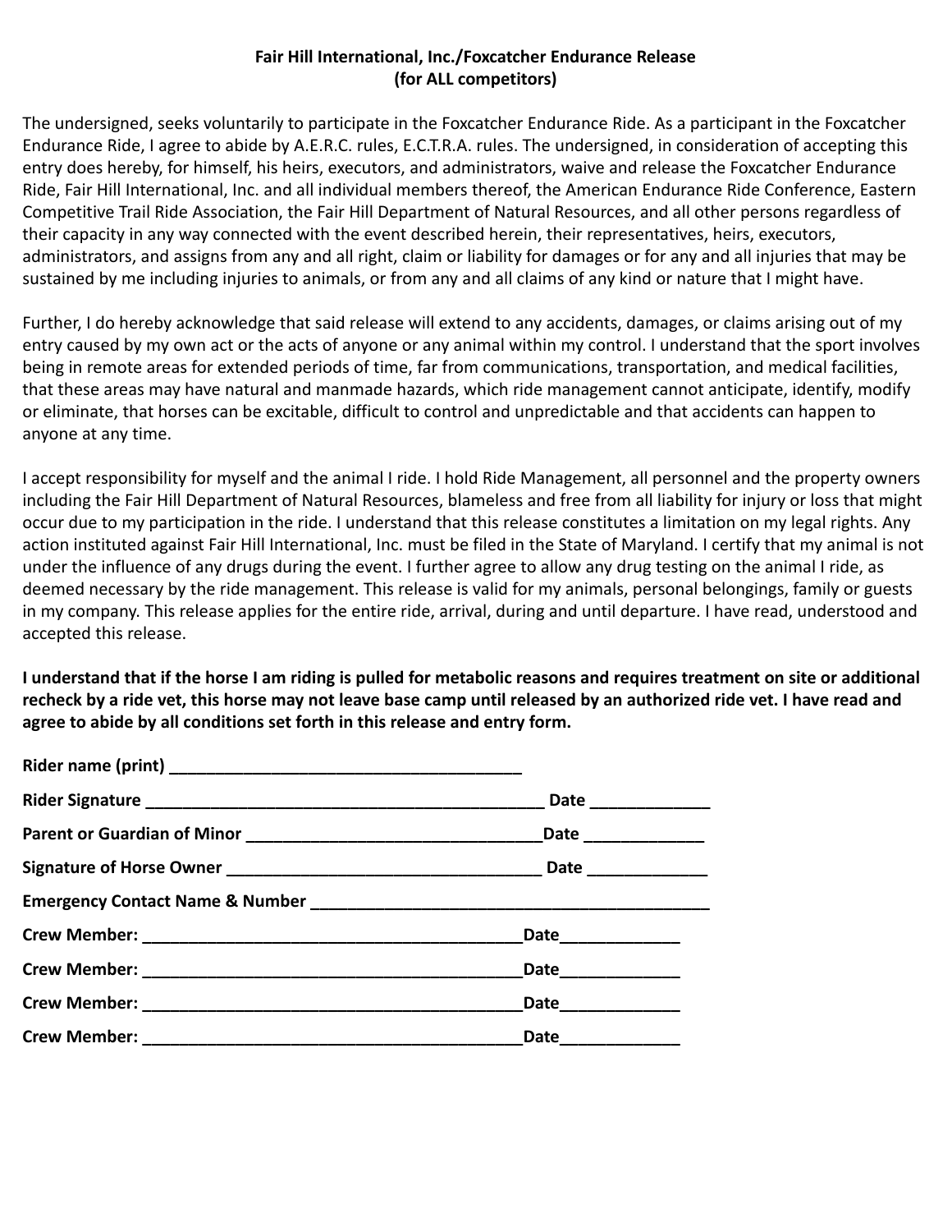**Fair Hill International, Inc./Foxcatcher Endurance Release**
**(for ALL competitors)**

The undersigned, seeks voluntarily to participate in the Foxcatcher Endurance Ride. As a participant in the Foxcatcher Endurance Ride, I agree to abide by A.E.R.C. rules, E.C.T.R.A. rules. The undersigned, in consideration of accepting this entry does hereby, for himself, his heirs, executors, and administrators, waive and release the Foxcatcher Endurance Ride, Fair Hill International, Inc. and all individual members thereof, the American Endurance Ride Conference, Eastern Competitive Trail Ride Association, the Fair Hill Department of Natural Resources, and all other persons regardless of their capacity in any way connected with the event described herein, their representatives, heirs, executors, administrators, and assigns from any and all right, claim or liability for damages or for any and all injuries that may be sustained by me including injuries to animals, or from any and all claims of any kind or nature that I might have.

Further, I do hereby acknowledge that said release will extend to any accidents, damages, or claims arising out of my entry caused by my own act or the acts of anyone or any animal within my control. I understand that the sport involves being in remote areas for extended periods of time, far from communications, transportation, and medical facilities, that these areas may have natural and manmade hazards, which ride management cannot anticipate, identify, modify or eliminate, that horses can be excitable, difficult to control and unpredictable and that accidents can happen to anyone at any time.

I accept responsibility for myself and the animal I ride. I hold Ride Management, all personnel and the property owners including the Fair Hill Department of Natural Resources, blameless and free from all liability for injury or loss that might occur due to my participation in the ride. I understand that this release constitutes a limitation on my legal rights. Any action instituted against Fair Hill International, Inc. must be filed in the State of Maryland. I certify that my animal is not under the influence of any drugs during the event. I further agree to allow any drug testing on the animal I ride, as deemed necessary by the ride management. This release is valid for my animals, personal belongings, family or guests in my company. This release applies for the entire ride, arrival, during and until departure. I have read, understood and accepted this release.

**I understand that if the horse I am riding is pulled for metabolic reasons and requires treatment on site or additional recheck by a ride vet, this horse may not leave base camp until released by an authorized ride vet. I have read and agree to abide by all conditions set forth in this release and entry form.**

**Rider name (print)** _______________________________________

**Rider Signature** ____________________________________________ **Date** _____________

**Parent or Guardian of Minor** ________________________________**Date** _____________

**Signature of Horse Owner** __________________________________ **Date** _____________

**Emergency Contact Name & Number** ____________________________________________

**Crew Member:** __________________________________________**Date**_____________

**Crew Member:** __________________________________________**Date**_____________

**Crew Member:** __________________________________________**Date**_____________

**Crew Member:** __________________________________________**Date**_____________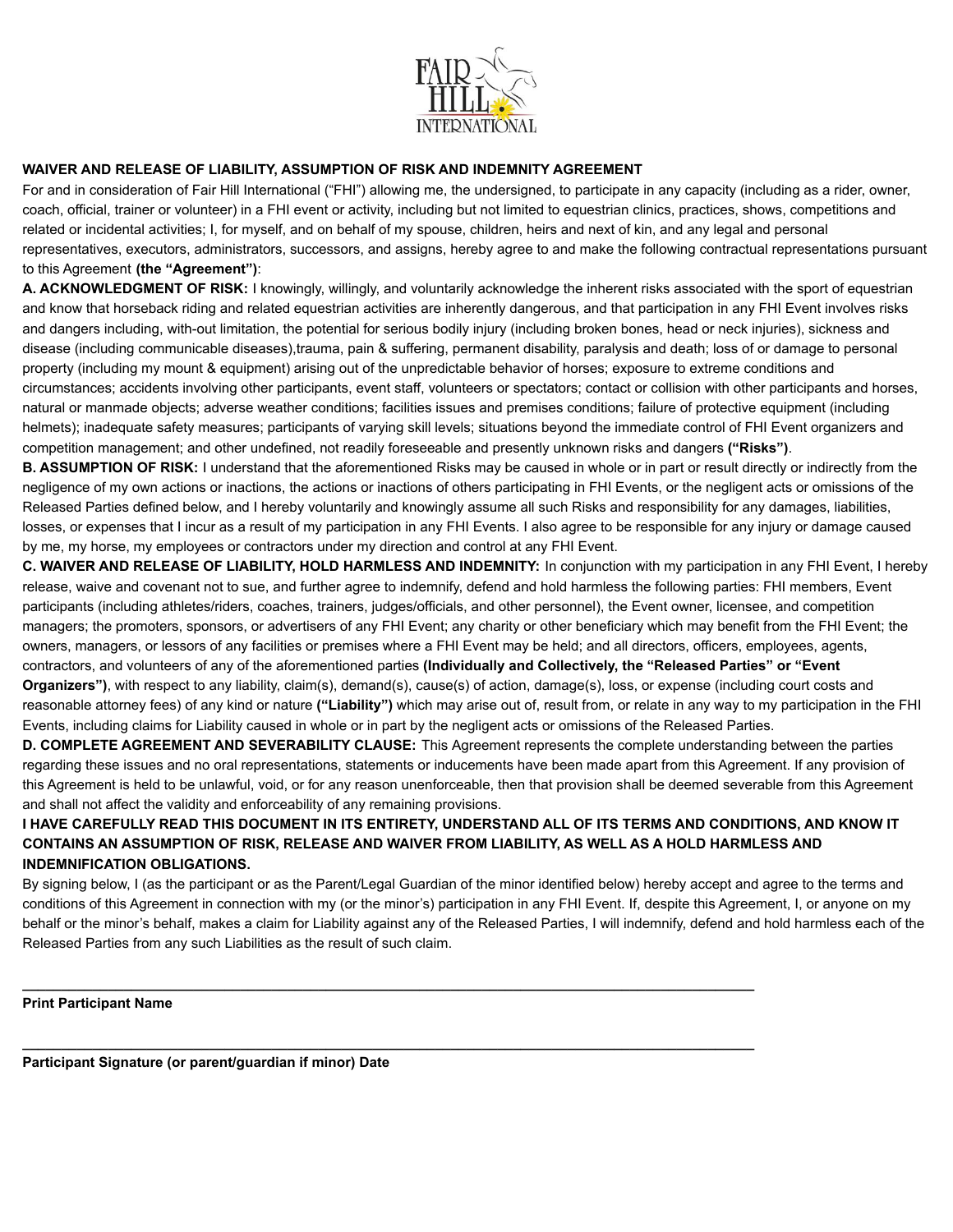**WAIVER AND RELEASE OF LIABILITY, ASSUMPTION OF RISK AND INDEMNITY AGREEMENT**

For and in consideration of Fair Hill International ("FHI") allowing me, the undersigned, to participate in any capacity (including as a rider, owner, coach, official, trainer or volunteer) in a FHI event or activity, including but not limited to equestrian clinics, practices, shows, competitions and related or incidental activities; I, for myself, and on behalf of my spouse, children, heirs and next of kin, and any legal and personal representatives, executors, administrators, successors, and assigns, hereby agree to and make the following contractual representations pursuant to this Agreement **(the "Agreement")**:

**A. ACKNOWLEDGMENT OF RISK:** I knowingly, willingly, and voluntarily acknowledge the inherent risks associated with the sport of equestrian and know that horseback riding and related equestrian activities are inherently dangerous, and that participation in any FHI Event involves risks and dangers including, with-out limitation, the potential for serious bodily injury (including broken bones, head or neck injuries), sickness and disease (including communicable diseases),trauma, pain & suffering, permanent disability, paralysis and death; loss of or damage to personal property (including my mount & equipment) arising out of the unpredictable behavior of horses; exposure to extreme conditions and circumstances; accidents involving other participants, event staff, volunteers or spectators; contact or collision with other participants and horses, natural or manmade objects; adverse weather conditions; facilities issues and premises conditions; failure of protective equipment (including helmets); inadequate safety measures; participants of varying skill levels; situations beyond the immediate control of FHI Event organizers and competition management; and other undefined, not readily foreseeable and presently unknown risks and dangers **("Risks")**.

**B. ASSUMPTION OF RISK:** I understand that the aforementioned Risks may be caused in whole or in part or result directly or indirectly from the negligence of my own actions or inactions, the actions or inactions of others participating in FHI Events, or the negligent acts or omissions of the Released Parties defined below, and I hereby voluntarily and knowingly assume all such Risks and responsibility for any damages, liabilities, losses, or expenses that I incur as a result of my participation in any FHI Events. I also agree to be responsible for any injury or damage caused by me, my horse, my employees or contractors under my direction and control at any FHI Event.

**C. WAIVER AND RELEASE OF LIABILITY, HOLD HARMLESS AND INDEMNITY:** In conjunction with my participation in any FHI Event, I hereby release, waive and covenant not to sue, and further agree to indemnify, defend and hold harmless the following parties: FHI members, Event participants (including athletes/riders, coaches, trainers, judges/officials, and other personnel), the Event owner, licensee, and competition managers; the promoters, sponsors, or advertisers of any FHI Event; any charity or other beneficiary which may benefit from the FHI Event; the owners, managers, or lessors of any facilities or premises where a FHI Event may be held; and all directors, officers, employees, agents, contractors, and volunteers of any of the aforementioned parties **(Individually and Collectively, the "Released Parties" or "Event Organizers")**, with respect to any liability, claim(s), demand(s), cause(s) of action, damage(s), loss, or expense (including court costs and reasonable attorney fees) of any kind or nature **("Liability")** which may arise out of, result from, or relate in any way to my participation in the FHI Events, including claims for Liability caused in whole or in part by the negligent acts or omissions of the Released Parties.

**D. COMPLETE AGREEMENT AND SEVERABILITY CLAUSE:** This Agreement represents the complete understanding between the parties regarding these issues and no oral representations, statements or inducements have been made apart from this Agreement. If any provision of this Agreement is held to be unlawful, void, or for any reason unenforceable, then that provision shall be deemed severable from this Agreement and shall not affect the validity and enforceability of any remaining provisions.

**I HAVE CAREFULLY READ THIS DOCUMENT IN ITS ENTIRETY, UNDERSTAND ALL OF ITS TERMS AND CONDITIONS, AND KNOW IT CONTAINS AN ASSUMPTION OF RISK, RELEASE AND WAIVER FROM LIABILITY, AS WELL AS A HOLD HARMLESS AND INDEMNIFICATION OBLIGATIONS.**

By signing below, I (as the participant or as the Parent/Legal Guardian of the minor identified below) hereby accept and agree to the terms and conditions of this Agreement in connection with my (or the minor's) participation in any FHI Event. If, despite this Agreement, I, or anyone on my behalf or the minor's behalf, makes a claim for Liability against any of the Released Parties, I will indemnify, defend and hold harmless each of the Released Parties from any such Liabilities as the result of such claim.

______________________________________________________________________________

**Print Participant Name**

______________________________________________________________________________

**Participant Signature (or parent/guardian if minor) Date**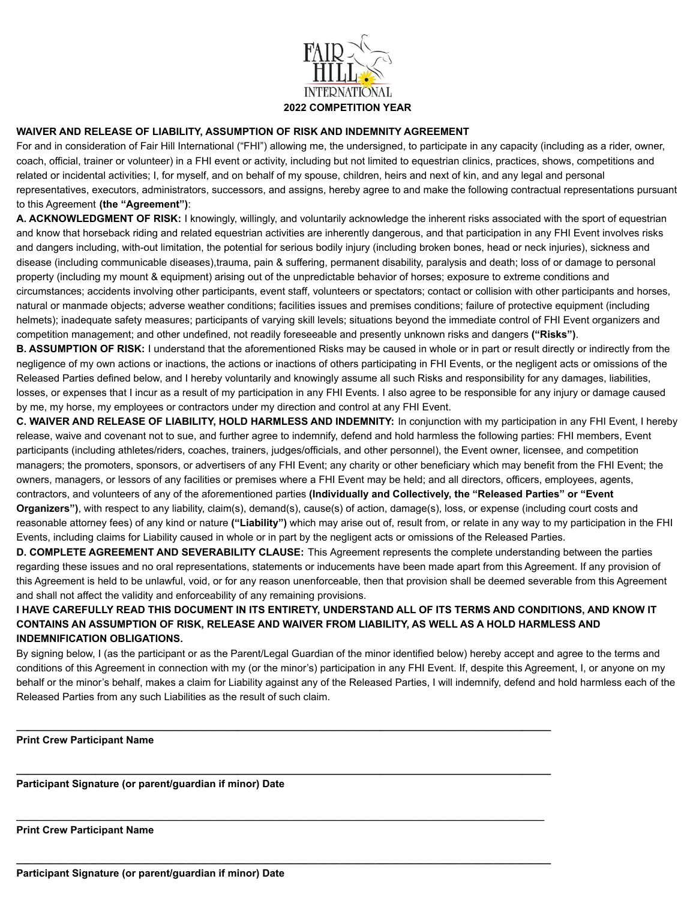FAIR HILL INTERNATIONAL

**2022 COMPETITION YEAR**

**WAIVER AND RELEASE OF LIABILITY, ASSUMPTION OF RISK AND INDEMNITY AGREEMENT**

For and in consideration of Fair Hill International ("FHI") allowing me, the undersigned, to participate in any capacity (including as a rider, owner, coach, official, trainer or volunteer) in a FHI event or activity, including but not limited to equestrian clinics, practices, shows, competitions and related or incidental activities; I, for myself, and on behalf of my spouse, children, heirs and next of kin, and any legal and personal representatives, executors, administrators, successors, and assigns, hereby agree to and make the following contractual representations pursuant to this Agreement **(the "Agreement")**:

**A. ACKNOWLEDGMENT OF RISK:** I knowingly, willingly, and voluntarily acknowledge the inherent risks associated with the sport of equestrian and know that horseback riding and related equestrian activities are inherently dangerous, and that participation in any FHI Event involves risks and dangers including, with-out limitation, the potential for serious bodily injury (including broken bones, head or neck injuries), sickness and disease (including communicable diseases),trauma, pain & suffering, permanent disability, paralysis and death; loss of or damage to personal property (including my mount & equipment) arising out of the unpredictable behavior of horses; exposure to extreme conditions and circumstances; accidents involving other participants, event staff, volunteers or spectators; contact or collision with other participants and horses, natural or manmade objects; adverse weather conditions; facilities issues and premises conditions; failure of protective equipment (including helmets); inadequate safety measures; participants of varying skill levels; situations beyond the immediate control of FHI Event organizers and competition management; and other undefined, not readily foreseeable and presently unknown risks and dangers **("Risks")**.

**B. ASSUMPTION OF RISK:** I understand that the aforementioned Risks may be caused in whole or in part or result directly or indirectly from the negligence of my own actions or inactions, the actions or inactions of others participating in FHI Events, or the negligent acts or omissions of the Released Parties defined below, and I hereby voluntarily and knowingly assume all such Risks and responsibility for any damages, liabilities, losses, or expenses that I incur as a result of my participation in any FHI Events. I also agree to be responsible for any injury or damage caused by me, my horse, my employees or contractors under my direction and control at any FHI Event.

**C. WAIVER AND RELEASE OF LIABILITY, HOLD HARMLESS AND INDEMNITY:** In conjunction with my participation in any FHI Event, I hereby release, waive and covenant not to sue, and further agree to indemnify, defend and hold harmless the following parties: FHI members, Event participants (including athletes/riders, coaches, trainers, judges/officials, and other personnel), the Event owner, licensee, and competition managers; the promoters, sponsors, or advertisers of any FHI Event; any charity or other beneficiary which may benefit from the FHI Event; the owners, managers, or lessors of any facilities or premises where a FHI Event may be held; and all directors, officers, employees, agents, contractors, and volunteers of any of the aforementioned parties **(Individually and Collectively, the "Released Parties" or "Event Organizers")**, with respect to any liability, claim(s), demand(s), cause(s) of action, damage(s), loss, or expense (including court costs and reasonable attorney fees) of any kind or nature **("Liability")** which may arise out of, result from, or relate in any way to my participation in the FHI Events, including claims for Liability caused in whole or in part by the negligent acts or omissions of the Released Parties.

**D. COMPLETE AGREEMENT AND SEVERABILITY CLAUSE:** This Agreement represents the complete understanding between the parties regarding these issues and no oral representations, statements or inducements have been made apart from this Agreement. If any provision of this Agreement is held to be unlawful, void, or for any reason unenforceable, then that provision shall be deemed severable from this Agreement and shall not affect the validity and enforceability of any remaining provisions.

**I HAVE CAREFULLY READ THIS DOCUMENT IN ITS ENTIRETY, UNDERSTAND ALL OF ITS TERMS AND CONDITIONS, AND KNOW IT CONTAINS AN ASSUMPTION OF RISK, RELEASE AND WAIVER FROM LIABILITY, AS WELL AS A HOLD HARMLESS AND INDEMNIFICATION OBLIGATIONS.**

By signing below, I (as the participant or as the Parent/Legal Guardian of the minor identified below) hereby accept and agree to the terms and conditions of this Agreement in connection with my (or the minor's) participation in any FHI Event. If, despite this Agreement, I, or anyone on my behalf or the minor's behalf, makes a claim for Liability against any of the Released Parties, I will indemnify, defend and hold harmless each of the Released Parties from any such Liabilities as the result of such claim.

\_\_\_\_\_\_\_\_\_\_\_\_\_\_\_\_\_\_\_\_\_\_\_\_\_\_\_\_\_\_\_\_\_\_\_\_\_\_\_\_\_\_\_\_\_\_\_\_\_\_\_\_\_\_\_\_

**Print Crew Participant Name**

\_\_\_\_\_\_\_\_\_\_\_\_\_\_\_\_\_\_\_\_\_\_\_\_\_\_\_\_\_\_\_\_\_\_\_\_\_\_\_\_\_\_\_\_\_\_\_\_\_\_\_\_\_\_\_\_

**Participant Signature (or parent/guardian if minor) Date**

\_\_\_\_\_\_\_\_\_\_\_\_\_\_\_\_\_\_\_\_\_\_\_\_\_\_\_\_\_\_\_\_\_\_\_\_\_\_\_\_\_\_\_\_\_\_\_\_\_\_\_\_\_\_\_\_

**Print Crew Participant Name**

\_\_\_\_\_\_\_\_\_\_\_\_\_\_\_\_\_\_\_\_\_\_\_\_\_\_\_\_\_\_\_\_\_\_\_\_\_\_\_\_\_\_\_\_\_\_\_\_\_\_\_\_\_\_\_\_

**Participant Signature (or parent/guardian if minor) Date**